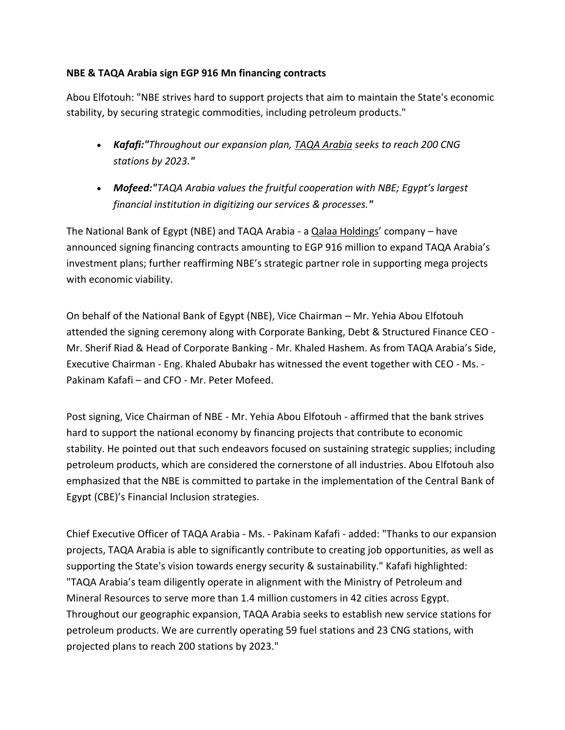**NBE & TAQA Arabia sign EGP 916 Mn financing contracts**

Abou Elfotouh: "NBE strives hard to support projects that aim to maintain the State's economic stability, by securing strategic commodities, including petroleum products."

- ***Kafafi:"****Throughout our expansion plan, TAQA Arabia seeks to reach 200 CNG stations by 2023.****"***
- ***Mofeed:"****TAQA Arabia values the fruitful cooperation with NBE; Egypt's largest financial institution in digitizing our services & processes.****"***

The National Bank of Egypt (NBE) and TAQA Arabia - a Qalaa Holdings' company – have announced signing financing contracts amounting to EGP 916 million to expand TAQA Arabia's investment plans; further reaffirming NBE's strategic partner role in supporting mega projects with economic viability.

On behalf of the National Bank of Egypt (NBE), Vice Chairman – Mr. Yehia Abou Elfotouh attended the signing ceremony along with Corporate Banking, Debt & Structured Finance CEO - Mr. Sherif Riad & Head of Corporate Banking - Mr. Khaled Hashem. As from TAQA Arabia's Side, Executive Chairman - Eng. Khaled Abubakr has witnessed the event together with CEO - Ms. - Pakinam Kafafi – and CFO - Mr. Peter Mofeed.

Post signing, Vice Chairman of NBE - Mr. Yehia Abou Elfotouh - affirmed that the bank strives hard to support the national economy by financing projects that contribute to economic stability. He pointed out that such endeavors focused on sustaining strategic supplies; including petroleum products, which are considered the cornerstone of all industries. Abou Elfotouh also emphasized that the NBE is committed to partake in the implementation of the Central Bank of Egypt (CBE)'s Financial Inclusion strategies.

Chief Executive Officer of TAQA Arabia - Ms. - Pakinam Kafafi - added: "Thanks to our expansion projects, TAQA Arabia is able to significantly contribute to creating job opportunities, as well as supporting the State's vision towards energy security & sustainability." Kafafi highlighted: "TAQA Arabia's team diligently operate in alignment with the Ministry of Petroleum and Mineral Resources to serve more than 1.4 million customers in 42 cities across Egypt. Throughout our geographic expansion, TAQA Arabia seeks to establish new service stations for petroleum products. We are currently operating 59 fuel stations and 23 CNG stations, with projected plans to reach 200 stations by 2023."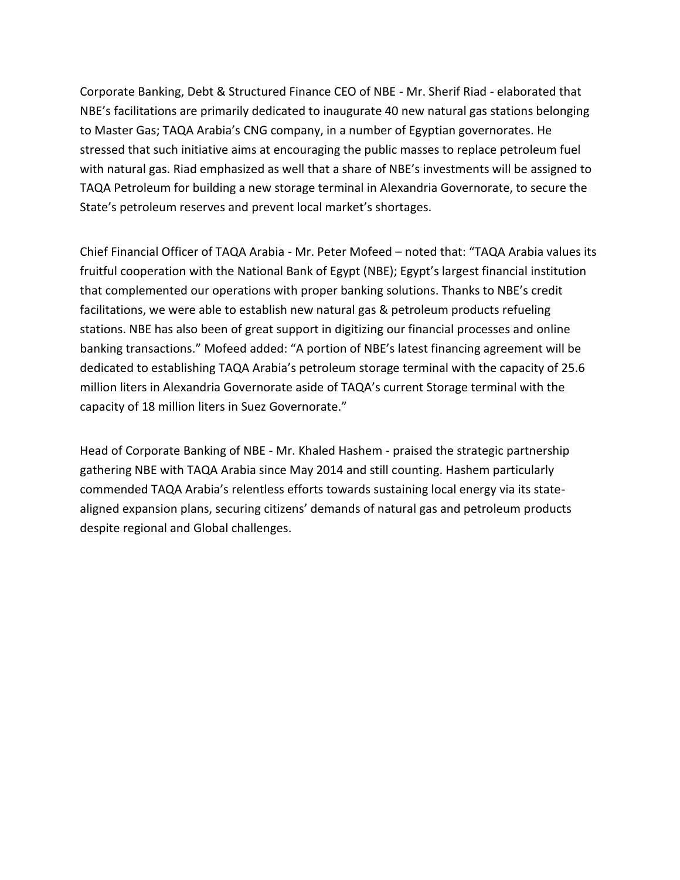Corporate Banking, Debt & Structured Finance CEO of NBE - Mr. Sherif Riad - elaborated that NBE's facilitations are primarily dedicated to inaugurate 40 new natural gas stations belonging to Master Gas; TAQA Arabia's CNG company, in a number of Egyptian governorates. He stressed that such initiative aims at encouraging the public masses to replace petroleum fuel with natural gas. Riad emphasized as well that a share of NBE's investments will be assigned to TAQA Petroleum for building a new storage terminal in Alexandria Governorate, to secure the State's petroleum reserves and prevent local market's shortages.

Chief Financial Officer of TAQA Arabia - Mr. Peter Mofeed – noted that: "TAQA Arabia values its fruitful cooperation with the National Bank of Egypt (NBE); Egypt's largest financial institution that complemented our operations with proper banking solutions. Thanks to NBE's credit facilitations, we were able to establish new natural gas & petroleum products refueling stations. NBE has also been of great support in digitizing our financial processes and online banking transactions." Mofeed added: "A portion of NBE's latest financing agreement will be dedicated to establishing TAQA Arabia's petroleum storage terminal with the capacity of 25.6 million liters in Alexandria Governorate aside of TAQA's current Storage terminal with the capacity of 18 million liters in Suez Governorate."

Head of Corporate Banking of NBE - Mr. Khaled Hashem - praised the strategic partnership gathering NBE with TAQA Arabia since May 2014 and still counting. Hashem particularly commended TAQA Arabia's relentless efforts towards sustaining local energy via its state-aligned expansion plans, securing citizens' demands of natural gas and petroleum products despite regional and Global challenges.